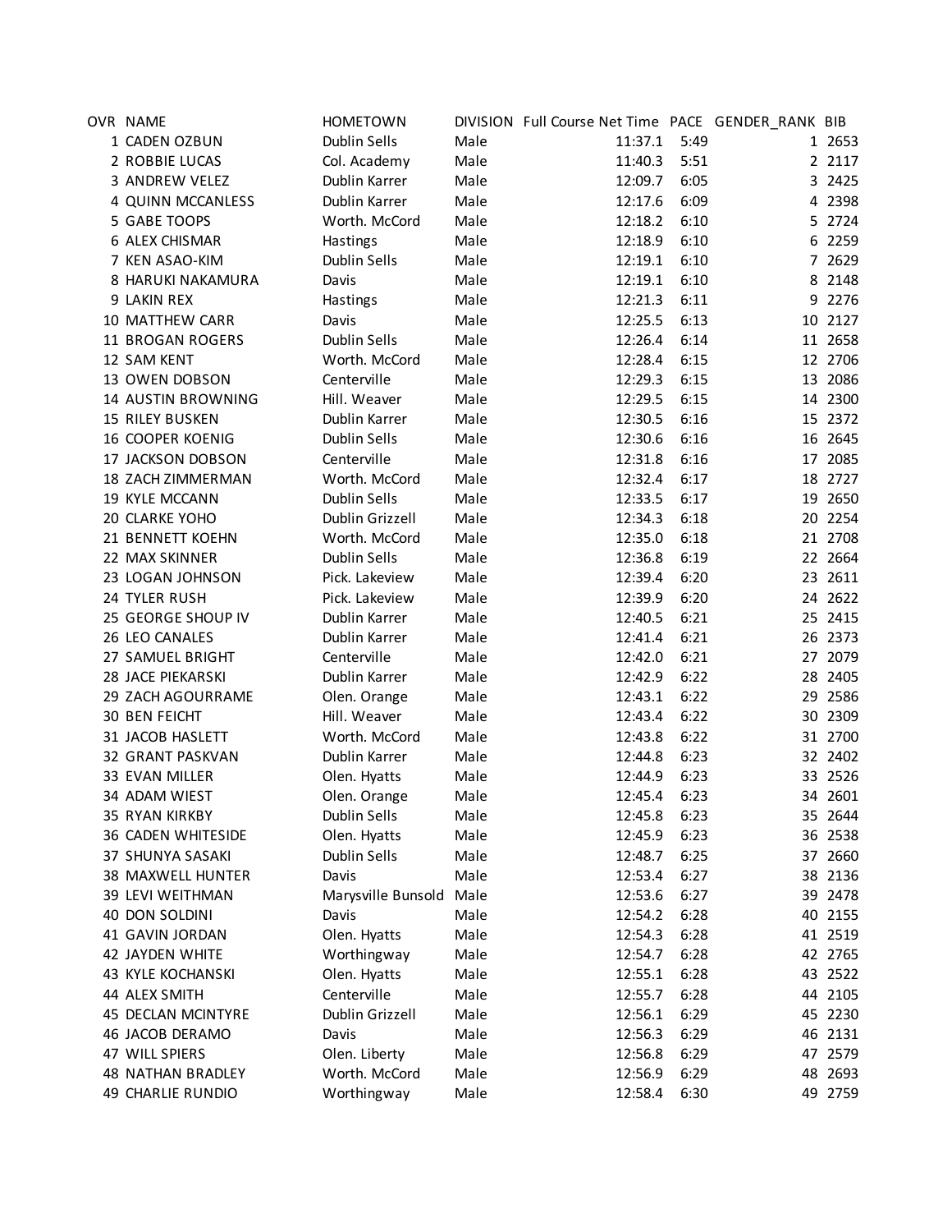| OVR | NAME | HOMETOWN | DIVISION | Full Course Net Time | PACE | GENDER_RANK | BIB |
|---|---|---|---|---|---|---|---|
| 1 | CADEN OZBUN | Dublin Sells | Male | 11:37.1 | 5:49 | 1 | 2653 |
| 2 | ROBBIE LUCAS | Col. Academy | Male | 11:40.3 | 5:51 | 2 | 2117 |
| 3 | ANDREW VELEZ | Dublin Karrer | Male | 12:09.7 | 6:05 | 3 | 2425 |
| 4 | QUINN MCCANLESS | Dublin Karrer | Male | 12:17.6 | 6:09 | 4 | 2398 |
| 5 | GABE TOOPS | Worth. McCord | Male | 12:18.2 | 6:10 | 5 | 2724 |
| 6 | ALEX CHISMAR | Hastings | Male | 12:18.9 | 6:10 | 6 | 2259 |
| 7 | KEN ASAO-KIM | Dublin Sells | Male | 12:19.1 | 6:10 | 7 | 2629 |
| 8 | HARUKI NAKAMURA | Davis | Male | 12:19.1 | 6:10 | 8 | 2148 |
| 9 | LAKIN REX | Hastings | Male | 12:21.3 | 6:11 | 9 | 2276 |
| 10 | MATTHEW CARR | Davis | Male | 12:25.5 | 6:13 | 10 | 2127 |
| 11 | BROGAN ROGERS | Dublin Sells | Male | 12:26.4 | 6:14 | 11 | 2658 |
| 12 | SAM KENT | Worth. McCord | Male | 12:28.4 | 6:15 | 12 | 2706 |
| 13 | OWEN DOBSON | Centerville | Male | 12:29.3 | 6:15 | 13 | 2086 |
| 14 | AUSTIN BROWNING | Hill. Weaver | Male | 12:29.5 | 6:15 | 14 | 2300 |
| 15 | RILEY BUSKEN | Dublin Karrer | Male | 12:30.5 | 6:16 | 15 | 2372 |
| 16 | COOPER KOENIG | Dublin Sells | Male | 12:30.6 | 6:16 | 16 | 2645 |
| 17 | JACKSON DOBSON | Centerville | Male | 12:31.8 | 6:16 | 17 | 2085 |
| 18 | ZACH ZIMMERMAN | Worth. McCord | Male | 12:32.4 | 6:17 | 18 | 2727 |
| 19 | KYLE MCCANN | Dublin Sells | Male | 12:33.5 | 6:17 | 19 | 2650 |
| 20 | CLARKE YOHO | Dublin Grizzell | Male | 12:34.3 | 6:18 | 20 | 2254 |
| 21 | BENNETT KOEHN | Worth. McCord | Male | 12:35.0 | 6:18 | 21 | 2708 |
| 22 | MAX SKINNER | Dublin Sells | Male | 12:36.8 | 6:19 | 22 | 2664 |
| 23 | LOGAN JOHNSON | Pick. Lakeview | Male | 12:39.4 | 6:20 | 23 | 2611 |
| 24 | TYLER RUSH | Pick. Lakeview | Male | 12:39.9 | 6:20 | 24 | 2622 |
| 25 | GEORGE SHOUP IV | Dublin Karrer | Male | 12:40.5 | 6:21 | 25 | 2415 |
| 26 | LEO CANALES | Dublin Karrer | Male | 12:41.4 | 6:21 | 26 | 2373 |
| 27 | SAMUEL BRIGHT | Centerville | Male | 12:42.0 | 6:21 | 27 | 2079 |
| 28 | JACE PIEKARSKI | Dublin Karrer | Male | 12:42.9 | 6:22 | 28 | 2405 |
| 29 | ZACH AGOURRAME | Olen. Orange | Male | 12:43.1 | 6:22 | 29 | 2586 |
| 30 | BEN FEICHT | Hill. Weaver | Male | 12:43.4 | 6:22 | 30 | 2309 |
| 31 | JACOB HASLETT | Worth. McCord | Male | 12:43.8 | 6:22 | 31 | 2700 |
| 32 | GRANT PASKVAN | Dublin Karrer | Male | 12:44.8 | 6:23 | 32 | 2402 |
| 33 | EVAN MILLER | Olen. Hyatts | Male | 12:44.9 | 6:23 | 33 | 2526 |
| 34 | ADAM WIEST | Olen. Orange | Male | 12:45.4 | 6:23 | 34 | 2601 |
| 35 | RYAN KIRKBY | Dublin Sells | Male | 12:45.8 | 6:23 | 35 | 2644 |
| 36 | CADEN WHITESIDE | Olen. Hyatts | Male | 12:45.9 | 6:23 | 36 | 2538 |
| 37 | SHUNYA SASAKI | Dublin Sells | Male | 12:48.7 | 6:25 | 37 | 2660 |
| 38 | MAXWELL HUNTER | Davis | Male | 12:53.4 | 6:27 | 38 | 2136 |
| 39 | LEVI WEITHMAN | Marysville Bunsold | Male | 12:53.6 | 6:27 | 39 | 2478 |
| 40 | DON SOLDINI | Davis | Male | 12:54.2 | 6:28 | 40 | 2155 |
| 41 | GAVIN JORDAN | Olen. Hyatts | Male | 12:54.3 | 6:28 | 41 | 2519 |
| 42 | JAYDEN WHITE | Worthingway | Male | 12:54.7 | 6:28 | 42 | 2765 |
| 43 | KYLE KOCHANSKI | Olen. Hyatts | Male | 12:55.1 | 6:28 | 43 | 2522 |
| 44 | ALEX SMITH | Centerville | Male | 12:55.7 | 6:28 | 44 | 2105 |
| 45 | DECLAN MCINTYRE | Dublin Grizzell | Male | 12:56.1 | 6:29 | 45 | 2230 |
| 46 | JACOB DERAMO | Davis | Male | 12:56.3 | 6:29 | 46 | 2131 |
| 47 | WILL SPIERS | Olen. Liberty | Male | 12:56.8 | 6:29 | 47 | 2579 |
| 48 | NATHAN BRADLEY | Worth. McCord | Male | 12:56.9 | 6:29 | 48 | 2693 |
| 49 | CHARLIE RUNDIO | Worthingway | Male | 12:58.4 | 6:30 | 49 | 2759 |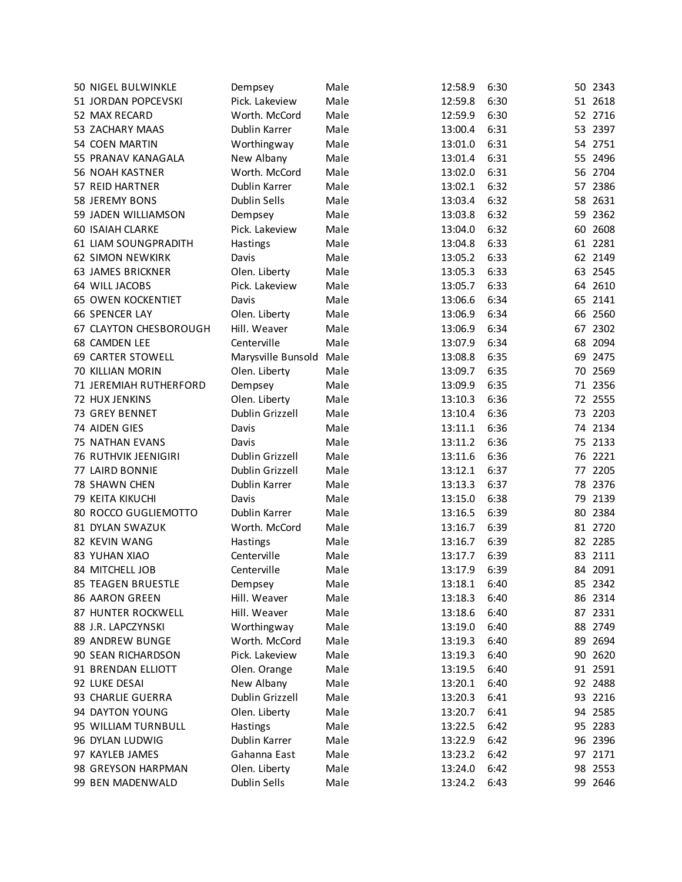| | | | | | | | |
|---|---|---|---|---|---|---|---|
| 50 | NIGEL BULWINKLE | Dempsey | Male | 12:58.9 | 6:30 | 50 | 2343 |
| 51 | JORDAN POPCEVSKI | Pick. Lakeview | Male | 12:59.8 | 6:30 | 51 | 2618 |
| 52 | MAX RECARD | Worth. McCord | Male | 12:59.9 | 6:30 | 52 | 2716 |
| 53 | ZACHARY MAAS | Dublin Karrer | Male | 13:00.4 | 6:31 | 53 | 2397 |
| 54 | COEN MARTIN | Worthingway | Male | 13:01.0 | 6:31 | 54 | 2751 |
| 55 | PRANAV KANAGALA | New Albany | Male | 13:01.4 | 6:31 | 55 | 2496 |
| 56 | NOAH KASTNER | Worth. McCord | Male | 13:02.0 | 6:31 | 56 | 2704 |
| 57 | REID HARTNER | Dublin Karrer | Male | 13:02.1 | 6:32 | 57 | 2386 |
| 58 | JEREMY BONS | Dublin Sells | Male | 13:03.4 | 6:32 | 58 | 2631 |
| 59 | JADEN WILLIAMSON | Dempsey | Male | 13:03.8 | 6:32 | 59 | 2362 |
| 60 | ISAIAH CLARKE | Pick. Lakeview | Male | 13:04.0 | 6:32 | 60 | 2608 |
| 61 | LIAM SOUNGPRADITH | Hastings | Male | 13:04.8 | 6:33 | 61 | 2281 |
| 62 | SIMON NEWKIRK | Davis | Male | 13:05.2 | 6:33 | 62 | 2149 |
| 63 | JAMES BRICKNER | Olen. Liberty | Male | 13:05.3 | 6:33 | 63 | 2545 |
| 64 | WILL JACOBS | Pick. Lakeview | Male | 13:05.7 | 6:33 | 64 | 2610 |
| 65 | OWEN KOCKENTIET | Davis | Male | 13:06.6 | 6:34 | 65 | 2141 |
| 66 | SPENCER LAY | Olen. Liberty | Male | 13:06.9 | 6:34 | 66 | 2560 |
| 67 | CLAYTON CHESBOROUGH | Hill. Weaver | Male | 13:06.9 | 6:34 | 67 | 2302 |
| 68 | CAMDEN LEE | Centerville | Male | 13:07.9 | 6:34 | 68 | 2094 |
| 69 | CARTER STOWELL | Marysville Bunsold | Male | 13:08.8 | 6:35 | 69 | 2475 |
| 70 | KILLIAN MORIN | Olen. Liberty | Male | 13:09.7 | 6:35 | 70 | 2569 |
| 71 | JEREMIAH RUTHERFORD | Dempsey | Male | 13:09.9 | 6:35 | 71 | 2356 |
| 72 | HUX JENKINS | Olen. Liberty | Male | 13:10.3 | 6:36 | 72 | 2555 |
| 73 | GREY BENNET | Dublin Grizzell | Male | 13:10.4 | 6:36 | 73 | 2203 |
| 74 | AIDEN GIES | Davis | Male | 13:11.1 | 6:36 | 74 | 2134 |
| 75 | NATHAN EVANS | Davis | Male | 13:11.2 | 6:36 | 75 | 2133 |
| 76 | RUTHVIK JEENIGIRI | Dublin Grizzell | Male | 13:11.6 | 6:36 | 76 | 2221 |
| 77 | LAIRD BONNIE | Dublin Grizzell | Male | 13:12.1 | 6:37 | 77 | 2205 |
| 78 | SHAWN CHEN | Dublin Karrer | Male | 13:13.3 | 6:37 | 78 | 2376 |
| 79 | KEITA KIKUCHI | Davis | Male | 13:15.0 | 6:38 | 79 | 2139 |
| 80 | ROCCO GUGLIEMOTTO | Dublin Karrer | Male | 13:16.5 | 6:39 | 80 | 2384 |
| 81 | DYLAN SWAZUK | Worth. McCord | Male | 13:16.7 | 6:39 | 81 | 2720 |
| 82 | KEVIN WANG | Hastings | Male | 13:16.7 | 6:39 | 82 | 2285 |
| 83 | YUHAN XIAO | Centerville | Male | 13:17.7 | 6:39 | 83 | 2111 |
| 84 | MITCHELL JOB | Centerville | Male | 13:17.9 | 6:39 | 84 | 2091 |
| 85 | TEAGEN BRUESTLE | Dempsey | Male | 13:18.1 | 6:40 | 85 | 2342 |
| 86 | AARON GREEN | Hill. Weaver | Male | 13:18.3 | 6:40 | 86 | 2314 |
| 87 | HUNTER ROCKWELL | Hill. Weaver | Male | 13:18.6 | 6:40 | 87 | 2331 |
| 88 | J.R. LAPCZYNSKI | Worthingway | Male | 13:19.0 | 6:40 | 88 | 2749 |
| 89 | ANDREW BUNGE | Worth. McCord | Male | 13:19.3 | 6:40 | 89 | 2694 |
| 90 | SEAN RICHARDSON | Pick. Lakeview | Male | 13:19.3 | 6:40 | 90 | 2620 |
| 91 | BRENDAN ELLIOTT | Olen. Orange | Male | 13:19.5 | 6:40 | 91 | 2591 |
| 92 | LUKE DESAI | New Albany | Male | 13:20.1 | 6:40 | 92 | 2488 |
| 93 | CHARLIE GUERRA | Dublin Grizzell | Male | 13:20.3 | 6:41 | 93 | 2216 |
| 94 | DAYTON YOUNG | Olen. Liberty | Male | 13:20.7 | 6:41 | 94 | 2585 |
| 95 | WILLIAM TURNBULL | Hastings | Male | 13:22.5 | 6:42 | 95 | 2283 |
| 96 | DYLAN LUDWIG | Dublin Karrer | Male | 13:22.9 | 6:42 | 96 | 2396 |
| 97 | KAYLEB JAMES | Gahanna East | Male | 13:23.2 | 6:42 | 97 | 2171 |
| 98 | GREYSON HARPMAN | Olen. Liberty | Male | 13:24.0 | 6:42 | 98 | 2553 |
| 99 | BEN MADENWALD | Dublin Sells | Male | 13:24.2 | 6:43 | 99 | 2646 |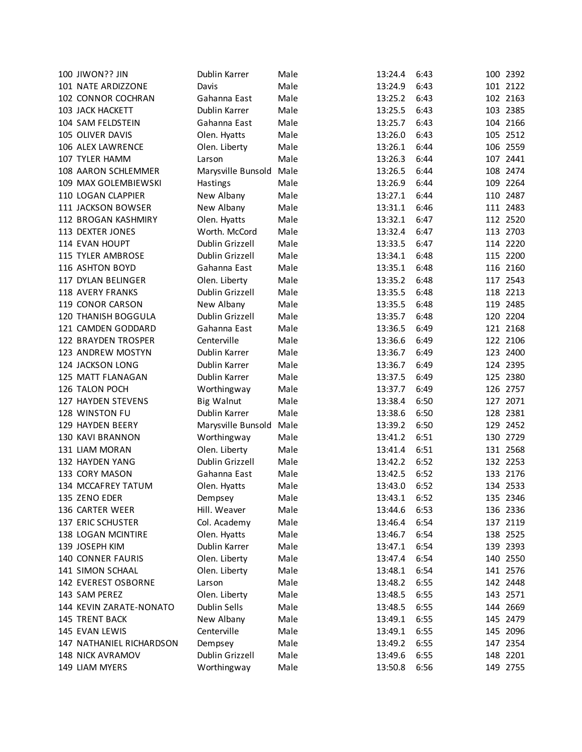| Place | Name | School | Gender | Time | Pace | Place | Bib |
|---|---|---|---|---|---|---|---|
| 100 | JIWON?? JIN | Dublin Karrer | Male | 13:24.4 | 6:43 | 100 | 2392 |
| 101 | NATE ARDIZZONE | Davis | Male | 13:24.9 | 6:43 | 101 | 2122 |
| 102 | CONNOR COCHRAN | Gahanna East | Male | 13:25.2 | 6:43 | 102 | 2163 |
| 103 | JACK HACKETT | Dublin Karrer | Male | 13:25.5 | 6:43 | 103 | 2385 |
| 104 | SAM FELDSTEIN | Gahanna East | Male | 13:25.7 | 6:43 | 104 | 2166 |
| 105 | OLIVER DAVIS | Olen. Hyatts | Male | 13:26.0 | 6:43 | 105 | 2512 |
| 106 | ALEX LAWRENCE | Olen. Liberty | Male | 13:26.1 | 6:44 | 106 | 2559 |
| 107 | TYLER HAMM | Larson | Male | 13:26.3 | 6:44 | 107 | 2441 |
| 108 | AARON SCHLEMMER | Marysville Bunsold | Male | 13:26.5 | 6:44 | 108 | 2474 |
| 109 | MAX GOLEMBIEWSKI | Hastings | Male | 13:26.9 | 6:44 | 109 | 2264 |
| 110 | LOGAN CLAPPIER | New Albany | Male | 13:27.1 | 6:44 | 110 | 2487 |
| 111 | JACKSON BOWSER | New Albany | Male | 13:31.1 | 6:46 | 111 | 2483 |
| 112 | BROGAN KASHMIRY | Olen. Hyatts | Male | 13:32.1 | 6:47 | 112 | 2520 |
| 113 | DEXTER JONES | Worth. McCord | Male | 13:32.4 | 6:47 | 113 | 2703 |
| 114 | EVAN HOUPT | Dublin Grizzell | Male | 13:33.5 | 6:47 | 114 | 2220 |
| 115 | TYLER AMBROSE | Dublin Grizzell | Male | 13:34.1 | 6:48 | 115 | 2200 |
| 116 | ASHTON BOYD | Gahanna East | Male | 13:35.1 | 6:48 | 116 | 2160 |
| 117 | DYLAN BELINGER | Olen. Liberty | Male | 13:35.2 | 6:48 | 117 | 2543 |
| 118 | AVERY FRANKS | Dublin Grizzell | Male | 13:35.5 | 6:48 | 118 | 2213 |
| 119 | CONOR CARSON | New Albany | Male | 13:35.5 | 6:48 | 119 | 2485 |
| 120 | THANISH BOGGULA | Dublin Grizzell | Male | 13:35.7 | 6:48 | 120 | 2204 |
| 121 | CAMDEN GODDARD | Gahanna East | Male | 13:36.5 | 6:49 | 121 | 2168 |
| 122 | BRAYDEN TROSPER | Centerville | Male | 13:36.6 | 6:49 | 122 | 2106 |
| 123 | ANDREW MOSTYN | Dublin Karrer | Male | 13:36.7 | 6:49 | 123 | 2400 |
| 124 | JACKSON LONG | Dublin Karrer | Male | 13:36.7 | 6:49 | 124 | 2395 |
| 125 | MATT FLANAGAN | Dublin Karrer | Male | 13:37.5 | 6:49 | 125 | 2380 |
| 126 | TALON POCH | Worthingway | Male | 13:37.7 | 6:49 | 126 | 2757 |
| 127 | HAYDEN STEVENS | Big Walnut | Male | 13:38.4 | 6:50 | 127 | 2071 |
| 128 | WINSTON FU | Dublin Karrer | Male | 13:38.6 | 6:50 | 128 | 2381 |
| 129 | HAYDEN BEERY | Marysville Bunsold | Male | 13:39.2 | 6:50 | 129 | 2452 |
| 130 | KAVI BRANNON | Worthingway | Male | 13:41.2 | 6:51 | 130 | 2729 |
| 131 | LIAM MORAN | Olen. Liberty | Male | 13:41.4 | 6:51 | 131 | 2568 |
| 132 | HAYDEN YANG | Dublin Grizzell | Male | 13:42.2 | 6:52 | 132 | 2253 |
| 133 | CORY MASON | Gahanna East | Male | 13:42.5 | 6:52 | 133 | 2176 |
| 134 | MCCAFREY TATUM | Olen. Hyatts | Male | 13:43.0 | 6:52 | 134 | 2533 |
| 135 | ZENO EDER | Dempsey | Male | 13:43.1 | 6:52 | 135 | 2346 |
| 136 | CARTER WEER | Hill. Weaver | Male | 13:44.6 | 6:53 | 136 | 2336 |
| 137 | ERIC SCHUSTER | Col. Academy | Male | 13:46.4 | 6:54 | 137 | 2119 |
| 138 | LOGAN MCINTIRE | Olen. Hyatts | Male | 13:46.7 | 6:54 | 138 | 2525 |
| 139 | JOSEPH KIM | Dublin Karrer | Male | 13:47.1 | 6:54 | 139 | 2393 |
| 140 | CONNER FAURIS | Olen. Liberty | Male | 13:47.4 | 6:54 | 140 | 2550 |
| 141 | SIMON SCHAAL | Olen. Liberty | Male | 13:48.1 | 6:54 | 141 | 2576 |
| 142 | EVEREST OSBORNE | Larson | Male | 13:48.2 | 6:55 | 142 | 2448 |
| 143 | SAM PEREZ | Olen. Liberty | Male | 13:48.5 | 6:55 | 143 | 2571 |
| 144 | KEVIN ZARATE-NONATO | Dublin Sells | Male | 13:48.5 | 6:55 | 144 | 2669 |
| 145 | TRENT BACK | New Albany | Male | 13:49.1 | 6:55 | 145 | 2479 |
| 145 | EVAN LEWIS | Centerville | Male | 13:49.1 | 6:55 | 145 | 2096 |
| 147 | NATHANIEL RICHARDSON | Dempsey | Male | 13:49.2 | 6:55 | 147 | 2354 |
| 148 | NICK AVRAMOV | Dublin Grizzell | Male | 13:49.6 | 6:55 | 148 | 2201 |
| 149 | LIAM MYERS | Worthingway | Male | 13:50.8 | 6:56 | 149 | 2755 |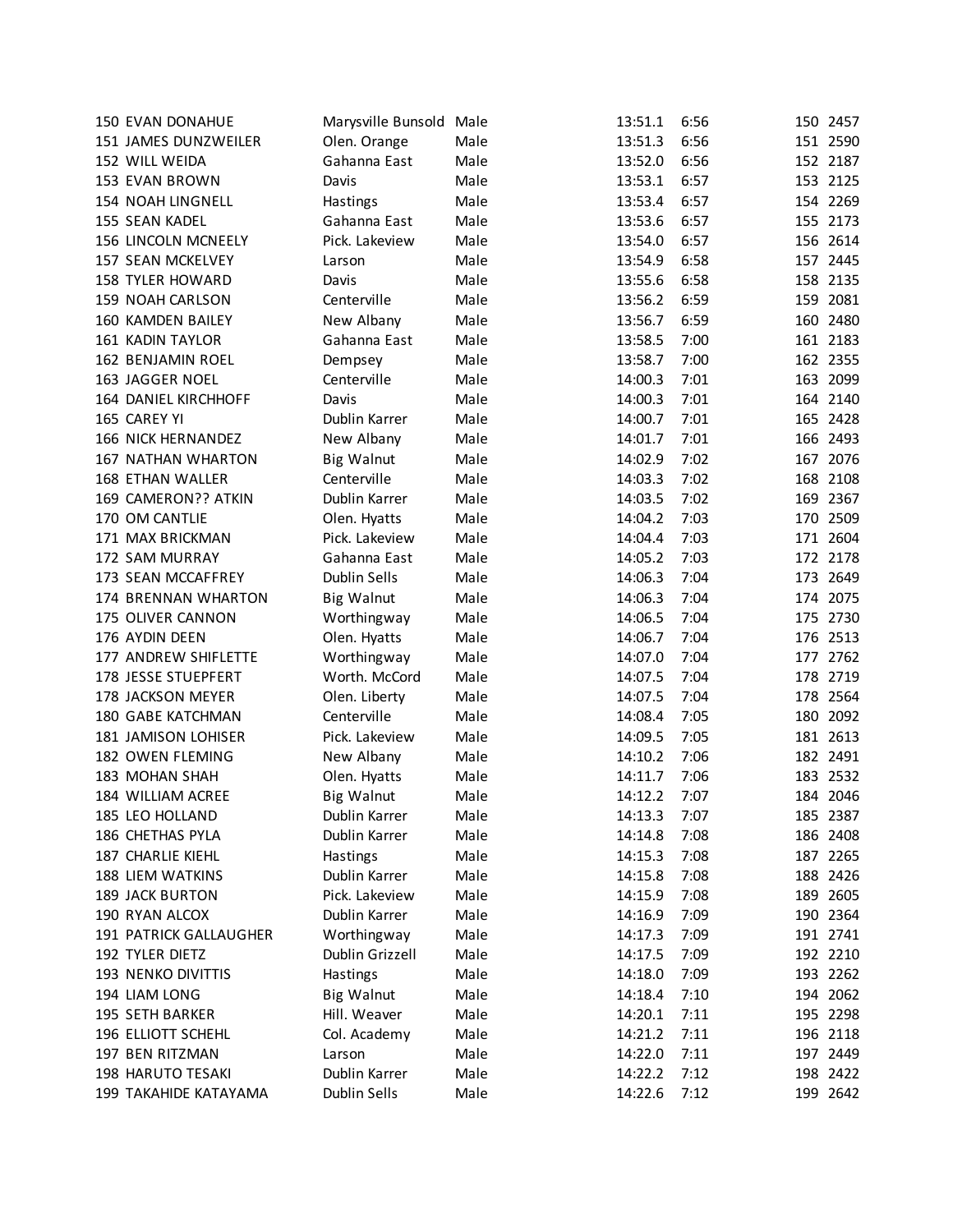| | | | | | | | |
|---|---|---|---|---|---|---|---|
| 150 | EVAN DONAHUE | Marysville Bunsold | Male | 13:51.1 | 6:56 | 150 | 2457 |
| 151 | JAMES DUNZWEILER | Olen. Orange | Male | 13:51.3 | 6:56 | 151 | 2590 |
| 152 | WILL WEIDA | Gahanna East | Male | 13:52.0 | 6:56 | 152 | 2187 |
| 153 | EVAN BROWN | Davis | Male | 13:53.1 | 6:57 | 153 | 2125 |
| 154 | NOAH LINGNELL | Hastings | Male | 13:53.4 | 6:57 | 154 | 2269 |
| 155 | SEAN KADEL | Gahanna East | Male | 13:53.6 | 6:57 | 155 | 2173 |
| 156 | LINCOLN MCNEELY | Pick. Lakeview | Male | 13:54.0 | 6:57 | 156 | 2614 |
| 157 | SEAN MCKELVEY | Larson | Male | 13:54.9 | 6:58 | 157 | 2445 |
| 158 | TYLER HOWARD | Davis | Male | 13:55.6 | 6:58 | 158 | 2135 |
| 159 | NOAH CARLSON | Centerville | Male | 13:56.2 | 6:59 | 159 | 2081 |
| 160 | KAMDEN BAILEY | New Albany | Male | 13:56.7 | 6:59 | 160 | 2480 |
| 161 | KADIN TAYLOR | Gahanna East | Male | 13:58.5 | 7:00 | 161 | 2183 |
| 162 | BENJAMIN ROEL | Dempsey | Male | 13:58.7 | 7:00 | 162 | 2355 |
| 163 | JAGGER NOEL | Centerville | Male | 14:00.3 | 7:01 | 163 | 2099 |
| 164 | DANIEL KIRCHHOFF | Davis | Male | 14:00.3 | 7:01 | 164 | 2140 |
| 165 | CAREY YI | Dublin Karrer | Male | 14:00.7 | 7:01 | 165 | 2428 |
| 166 | NICK HERNANDEZ | New Albany | Male | 14:01.7 | 7:01 | 166 | 2493 |
| 167 | NATHAN WHARTON | Big Walnut | Male | 14:02.9 | 7:02 | 167 | 2076 |
| 168 | ETHAN WALLER | Centerville | Male | 14:03.3 | 7:02 | 168 | 2108 |
| 169 | CAMERON?? ATKIN | Dublin Karrer | Male | 14:03.5 | 7:02 | 169 | 2367 |
| 170 | OM CANTLIE | Olen. Hyatts | Male | 14:04.2 | 7:03 | 170 | 2509 |
| 171 | MAX BRICKMAN | Pick. Lakeview | Male | 14:04.4 | 7:03 | 171 | 2604 |
| 172 | SAM MURRAY | Gahanna East | Male | 14:05.2 | 7:03 | 172 | 2178 |
| 173 | SEAN MCCAFFREY | Dublin Sells | Male | 14:06.3 | 7:04 | 173 | 2649 |
| 174 | BRENNAN WHARTON | Big Walnut | Male | 14:06.3 | 7:04 | 174 | 2075 |
| 175 | OLIVER CANNON | Worthingway | Male | 14:06.5 | 7:04 | 175 | 2730 |
| 176 | AYDIN DEEN | Olen. Hyatts | Male | 14:06.7 | 7:04 | 176 | 2513 |
| 177 | ANDREW SHIFLETTE | Worthingway | Male | 14:07.0 | 7:04 | 177 | 2762 |
| 178 | JESSE STUEPFERT | Worth. McCord | Male | 14:07.5 | 7:04 | 178 | 2719 |
| 178 | JACKSON MEYER | Olen. Liberty | Male | 14:07.5 | 7:04 | 178 | 2564 |
| 180 | GABE KATCHMAN | Centerville | Male | 14:08.4 | 7:05 | 180 | 2092 |
| 181 | JAMISON LOHISER | Pick. Lakeview | Male | 14:09.5 | 7:05 | 181 | 2613 |
| 182 | OWEN FLEMING | New Albany | Male | 14:10.2 | 7:06 | 182 | 2491 |
| 183 | MOHAN SHAH | Olen. Hyatts | Male | 14:11.7 | 7:06 | 183 | 2532 |
| 184 | WILLIAM ACREE | Big Walnut | Male | 14:12.2 | 7:07 | 184 | 2046 |
| 185 | LEO HOLLAND | Dublin Karrer | Male | 14:13.3 | 7:07 | 185 | 2387 |
| 186 | CHETHAS PYLA | Dublin Karrer | Male | 14:14.8 | 7:08 | 186 | 2408 |
| 187 | CHARLIE KIEHL | Hastings | Male | 14:15.3 | 7:08 | 187 | 2265 |
| 188 | LIEM WATKINS | Dublin Karrer | Male | 14:15.8 | 7:08 | 188 | 2426 |
| 189 | JACK BURTON | Pick. Lakeview | Male | 14:15.9 | 7:08 | 189 | 2605 |
| 190 | RYAN ALCOX | Dublin Karrer | Male | 14:16.9 | 7:09 | 190 | 2364 |
| 191 | PATRICK GALLAUGHER | Worthingway | Male | 14:17.3 | 7:09 | 191 | 2741 |
| 192 | TYLER DIETZ | Dublin Grizzell | Male | 14:17.5 | 7:09 | 192 | 2210 |
| 193 | NENKO DIVITTIS | Hastings | Male | 14:18.0 | 7:09 | 193 | 2262 |
| 194 | LIAM LONG | Big Walnut | Male | 14:18.4 | 7:10 | 194 | 2062 |
| 195 | SETH BARKER | Hill. Weaver | Male | 14:20.1 | 7:11 | 195 | 2298 |
| 196 | ELLIOTT SCHEHL | Col. Academy | Male | 14:21.2 | 7:11 | 196 | 2118 |
| 197 | BEN RITZMAN | Larson | Male | 14:22.0 | 7:11 | 197 | 2449 |
| 198 | HARUTO TESAKI | Dublin Karrer | Male | 14:22.2 | 7:12 | 198 | 2422 |
| 199 | TAKAHIDE KATAYAMA | Dublin Sells | Male | 14:22.6 | 7:12 | 199 | 2642 |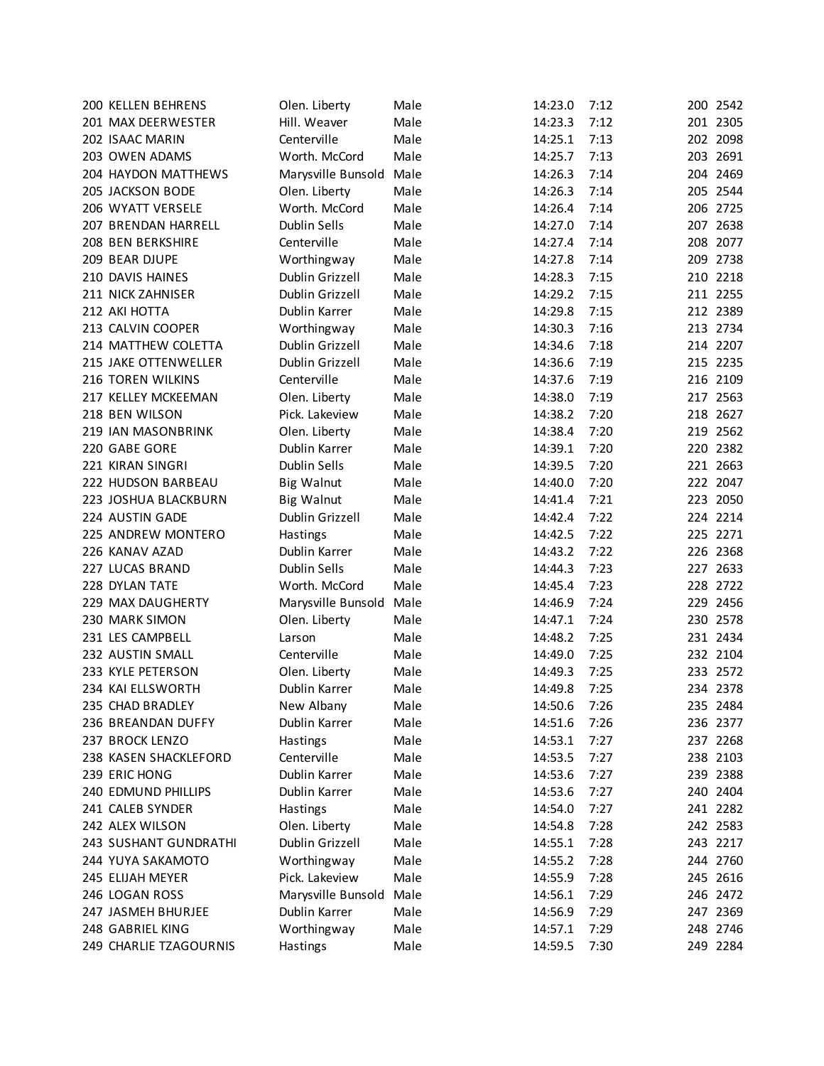| Place | Name | School | Gender | Time | Pace | Place | Bib |
|---|---|---|---|---|---|---|---|
| 200 | KELLEN BEHRENS | Olen. Liberty | Male | 14:23.0 | 7:12 | 200 | 2542 |
| 201 | MAX DEERWESTER | Hill. Weaver | Male | 14:23.3 | 7:12 | 201 | 2305 |
| 202 | ISAAC MARIN | Centerville | Male | 14:25.1 | 7:13 | 202 | 2098 |
| 203 | OWEN ADAMS | Worth. McCord | Male | 14:25.7 | 7:13 | 203 | 2691 |
| 204 | HAYDON MATTHEWS | Marysville Bunsold | Male | 14:26.3 | 7:14 | 204 | 2469 |
| 205 | JACKSON BODE | Olen. Liberty | Male | 14:26.3 | 7:14 | 205 | 2544 |
| 206 | WYATT VERSELE | Worth. McCord | Male | 14:26.4 | 7:14 | 206 | 2725 |
| 207 | BRENDAN HARRELL | Dublin Sells | Male | 14:27.0 | 7:14 | 207 | 2638 |
| 208 | BEN BERKSHIRE | Centerville | Male | 14:27.4 | 7:14 | 208 | 2077 |
| 209 | BEAR DJUPE | Worthingway | Male | 14:27.8 | 7:14 | 209 | 2738 |
| 210 | DAVIS HAINES | Dublin Grizzell | Male | 14:28.3 | 7:15 | 210 | 2218 |
| 211 | NICK ZAHNISER | Dublin Grizzell | Male | 14:29.2 | 7:15 | 211 | 2255 |
| 212 | AKI HOTTA | Dublin Karrer | Male | 14:29.8 | 7:15 | 212 | 2389 |
| 213 | CALVIN COOPER | Worthingway | Male | 14:30.3 | 7:16 | 213 | 2734 |
| 214 | MATTHEW COLETTA | Dublin Grizzell | Male | 14:34.6 | 7:18 | 214 | 2207 |
| 215 | JAKE OTTENWELLER | Dublin Grizzell | Male | 14:36.6 | 7:19 | 215 | 2235 |
| 216 | TOREN WILKINS | Centerville | Male | 14:37.6 | 7:19 | 216 | 2109 |
| 217 | KELLEY MCKEEMAN | Olen. Liberty | Male | 14:38.0 | 7:19 | 217 | 2563 |
| 218 | BEN WILSON | Pick. Lakeview | Male | 14:38.2 | 7:20 | 218 | 2627 |
| 219 | IAN MASONBRINK | Olen. Liberty | Male | 14:38.4 | 7:20 | 219 | 2562 |
| 220 | GABE GORE | Dublin Karrer | Male | 14:39.1 | 7:20 | 220 | 2382 |
| 221 | KIRAN SINGRI | Dublin Sells | Male | 14:39.5 | 7:20 | 221 | 2663 |
| 222 | HUDSON BARBEAU | Big Walnut | Male | 14:40.0 | 7:20 | 222 | 2047 |
| 223 | JOSHUA BLACKBURN | Big Walnut | Male | 14:41.4 | 7:21 | 223 | 2050 |
| 224 | AUSTIN GADE | Dublin Grizzell | Male | 14:42.4 | 7:22 | 224 | 2214 |
| 225 | ANDREW MONTERO | Hastings | Male | 14:42.5 | 7:22 | 225 | 2271 |
| 226 | KANAV AZAD | Dublin Karrer | Male | 14:43.2 | 7:22 | 226 | 2368 |
| 227 | LUCAS BRAND | Dublin Sells | Male | 14:44.3 | 7:23 | 227 | 2633 |
| 228 | DYLAN TATE | Worth. McCord | Male | 14:45.4 | 7:23 | 228 | 2722 |
| 229 | MAX DAUGHERTY | Marysville Bunsold | Male | 14:46.9 | 7:24 | 229 | 2456 |
| 230 | MARK SIMON | Olen. Liberty | Male | 14:47.1 | 7:24 | 230 | 2578 |
| 231 | LES CAMPBELL | Larson | Male | 14:48.2 | 7:25 | 231 | 2434 |
| 232 | AUSTIN SMALL | Centerville | Male | 14:49.0 | 7:25 | 232 | 2104 |
| 233 | KYLE PETERSON | Olen. Liberty | Male | 14:49.3 | 7:25 | 233 | 2572 |
| 234 | KAI ELLSWORTH | Dublin Karrer | Male | 14:49.8 | 7:25 | 234 | 2378 |
| 235 | CHAD BRADLEY | New Albany | Male | 14:50.6 | 7:26 | 235 | 2484 |
| 236 | BREANDAN DUFFY | Dublin Karrer | Male | 14:51.6 | 7:26 | 236 | 2377 |
| 237 | BROCK LENZO | Hastings | Male | 14:53.1 | 7:27 | 237 | 2268 |
| 238 | KASEN SHACKLEFORD | Centerville | Male | 14:53.5 | 7:27 | 238 | 2103 |
| 239 | ERIC HONG | Dublin Karrer | Male | 14:53.6 | 7:27 | 239 | 2388 |
| 240 | EDMUND PHILLIPS | Dublin Karrer | Male | 14:53.6 | 7:27 | 240 | 2404 |
| 241 | CALEB SYNDER | Hastings | Male | 14:54.0 | 7:27 | 241 | 2282 |
| 242 | ALEX WILSON | Olen. Liberty | Male | 14:54.8 | 7:28 | 242 | 2583 |
| 243 | SUSHANT GUNDRATHI | Dublin Grizzell | Male | 14:55.1 | 7:28 | 243 | 2217 |
| 244 | YUYA SAKAMOTO | Worthingway | Male | 14:55.2 | 7:28 | 244 | 2760 |
| 245 | ELIJAH MEYER | Pick. Lakeview | Male | 14:55.9 | 7:28 | 245 | 2616 |
| 246 | LOGAN ROSS | Marysville Bunsold | Male | 14:56.1 | 7:29 | 246 | 2472 |
| 247 | JASMEH BHURJEE | Dublin Karrer | Male | 14:56.9 | 7:29 | 247 | 2369 |
| 248 | GABRIEL KING | Worthingway | Male | 14:57.1 | 7:29 | 248 | 2746 |
| 249 | CHARLIE TZAGOURNIS | Hastings | Male | 14:59.5 | 7:30 | 249 | 2284 |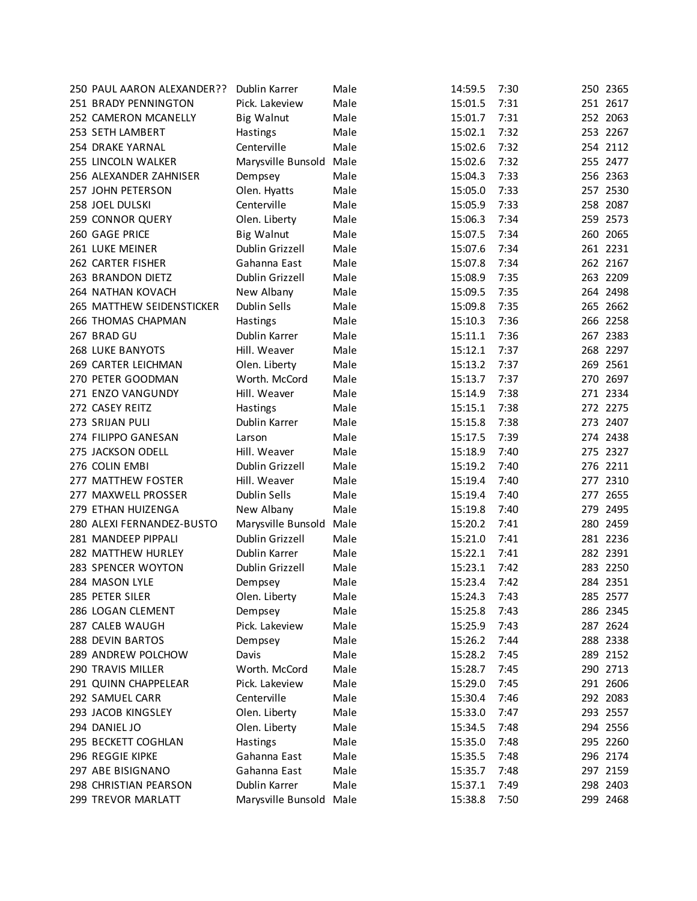| | | | | | | | |
|---|---|---|---|---|---|---|---|
| 250 | PAUL AARON ALEXANDER?? | Dublin Karrer | Male | 14:59.5 | 7:30 | 250 | 2365 |
| 251 | BRADY PENNINGTON | Pick. Lakeview | Male | 15:01.5 | 7:31 | 251 | 2617 |
| 252 | CAMERON MCANELLY | Big Walnut | Male | 15:01.7 | 7:31 | 252 | 2063 |
| 253 | SETH LAMBERT | Hastings | Male | 15:02.1 | 7:32 | 253 | 2267 |
| 254 | DRAKE YARNAL | Centerville | Male | 15:02.6 | 7:32 | 254 | 2112 |
| 255 | LINCOLN WALKER | Marysville Bunsold | Male | 15:02.6 | 7:32 | 255 | 2477 |
| 256 | ALEXANDER ZAHNISER | Dempsey | Male | 15:04.3 | 7:33 | 256 | 2363 |
| 257 | JOHN PETERSON | Olen. Hyatts | Male | 15:05.0 | 7:33 | 257 | 2530 |
| 258 | JOEL DULSKI | Centerville | Male | 15:05.9 | 7:33 | 258 | 2087 |
| 259 | CONNOR QUERY | Olen. Liberty | Male | 15:06.3 | 7:34 | 259 | 2573 |
| 260 | GAGE PRICE | Big Walnut | Male | 15:07.5 | 7:34 | 260 | 2065 |
| 261 | LUKE MEINER | Dublin Grizzell | Male | 15:07.6 | 7:34 | 261 | 2231 |
| 262 | CARTER FISHER | Gahanna East | Male | 15:07.8 | 7:34 | 262 | 2167 |
| 263 | BRANDON DIETZ | Dublin Grizzell | Male | 15:08.9 | 7:35 | 263 | 2209 |
| 264 | NATHAN KOVACH | New Albany | Male | 15:09.5 | 7:35 | 264 | 2498 |
| 265 | MATTHEW SEIDENSTICKER | Dublin Sells | Male | 15:09.8 | 7:35 | 265 | 2662 |
| 266 | THOMAS CHAPMAN | Hastings | Male | 15:10.3 | 7:36 | 266 | 2258 |
| 267 | BRAD GU | Dublin Karrer | Male | 15:11.1 | 7:36 | 267 | 2383 |
| 268 | LUKE BANYOTS | Hill. Weaver | Male | 15:12.1 | 7:37 | 268 | 2297 |
| 269 | CARTER LEICHMAN | Olen. Liberty | Male | 15:13.2 | 7:37 | 269 | 2561 |
| 270 | PETER GOODMAN | Worth. McCord | Male | 15:13.7 | 7:37 | 270 | 2697 |
| 271 | ENZO VANGUNDY | Hill. Weaver | Male | 15:14.9 | 7:38 | 271 | 2334 |
| 272 | CASEY REITZ | Hastings | Male | 15:15.1 | 7:38 | 272 | 2275 |
| 273 | SRIJAN PULI | Dublin Karrer | Male | 15:15.8 | 7:38 | 273 | 2407 |
| 274 | FILIPPO GANESAN | Larson | Male | 15:17.5 | 7:39 | 274 | 2438 |
| 275 | JACKSON ODELL | Hill. Weaver | Male | 15:18.9 | 7:40 | 275 | 2327 |
| 276 | COLIN EMBI | Dublin Grizzell | Male | 15:19.2 | 7:40 | 276 | 2211 |
| 277 | MATTHEW FOSTER | Hill. Weaver | Male | 15:19.4 | 7:40 | 277 | 2310 |
| 277 | MAXWELL PROSSER | Dublin Sells | Male | 15:19.4 | 7:40 | 277 | 2655 |
| 279 | ETHAN HUIZENGA | New Albany | Male | 15:19.8 | 7:40 | 279 | 2495 |
| 280 | ALEXI FERNANDEZ-BUSTO | Marysville Bunsold | Male | 15:20.2 | 7:41 | 280 | 2459 |
| 281 | MANDEEP PIPPALI | Dublin Grizzell | Male | 15:21.0 | 7:41 | 281 | 2236 |
| 282 | MATTHEW HURLEY | Dublin Karrer | Male | 15:22.1 | 7:41 | 282 | 2391 |
| 283 | SPENCER WOYTON | Dublin Grizzell | Male | 15:23.1 | 7:42 | 283 | 2250 |
| 284 | MASON LYLE | Dempsey | Male | 15:23.4 | 7:42 | 284 | 2351 |
| 285 | PETER SILER | Olen. Liberty | Male | 15:24.3 | 7:43 | 285 | 2577 |
| 286 | LOGAN CLEMENT | Dempsey | Male | 15:25.8 | 7:43 | 286 | 2345 |
| 287 | CALEB WAUGH | Pick. Lakeview | Male | 15:25.9 | 7:43 | 287 | 2624 |
| 288 | DEVIN BARTOS | Dempsey | Male | 15:26.2 | 7:44 | 288 | 2338 |
| 289 | ANDREW POLCHOW | Davis | Male | 15:28.2 | 7:45 | 289 | 2152 |
| 290 | TRAVIS MILLER | Worth. McCord | Male | 15:28.7 | 7:45 | 290 | 2713 |
| 291 | QUINN CHAPPELEAR | Pick. Lakeview | Male | 15:29.0 | 7:45 | 291 | 2606 |
| 292 | SAMUEL CARR | Centerville | Male | 15:30.4 | 7:46 | 292 | 2083 |
| 293 | JACOB KINGSLEY | Olen. Liberty | Male | 15:33.0 | 7:47 | 293 | 2557 |
| 294 | DANIEL JO | Olen. Liberty | Male | 15:34.5 | 7:48 | 294 | 2556 |
| 295 | BECKETT COGHLAN | Hastings | Male | 15:35.0 | 7:48 | 295 | 2260 |
| 296 | REGGIE KIPKE | Gahanna East | Male | 15:35.5 | 7:48 | 296 | 2174 |
| 297 | ABE BISIGNANO | Gahanna East | Male | 15:35.7 | 7:48 | 297 | 2159 |
| 298 | CHRISTIAN PEARSON | Dublin Karrer | Male | 15:37.1 | 7:49 | 298 | 2403 |
| 299 | TREVOR MARLATT | Marysville Bunsold | Male | 15:38.8 | 7:50 | 299 | 2468 |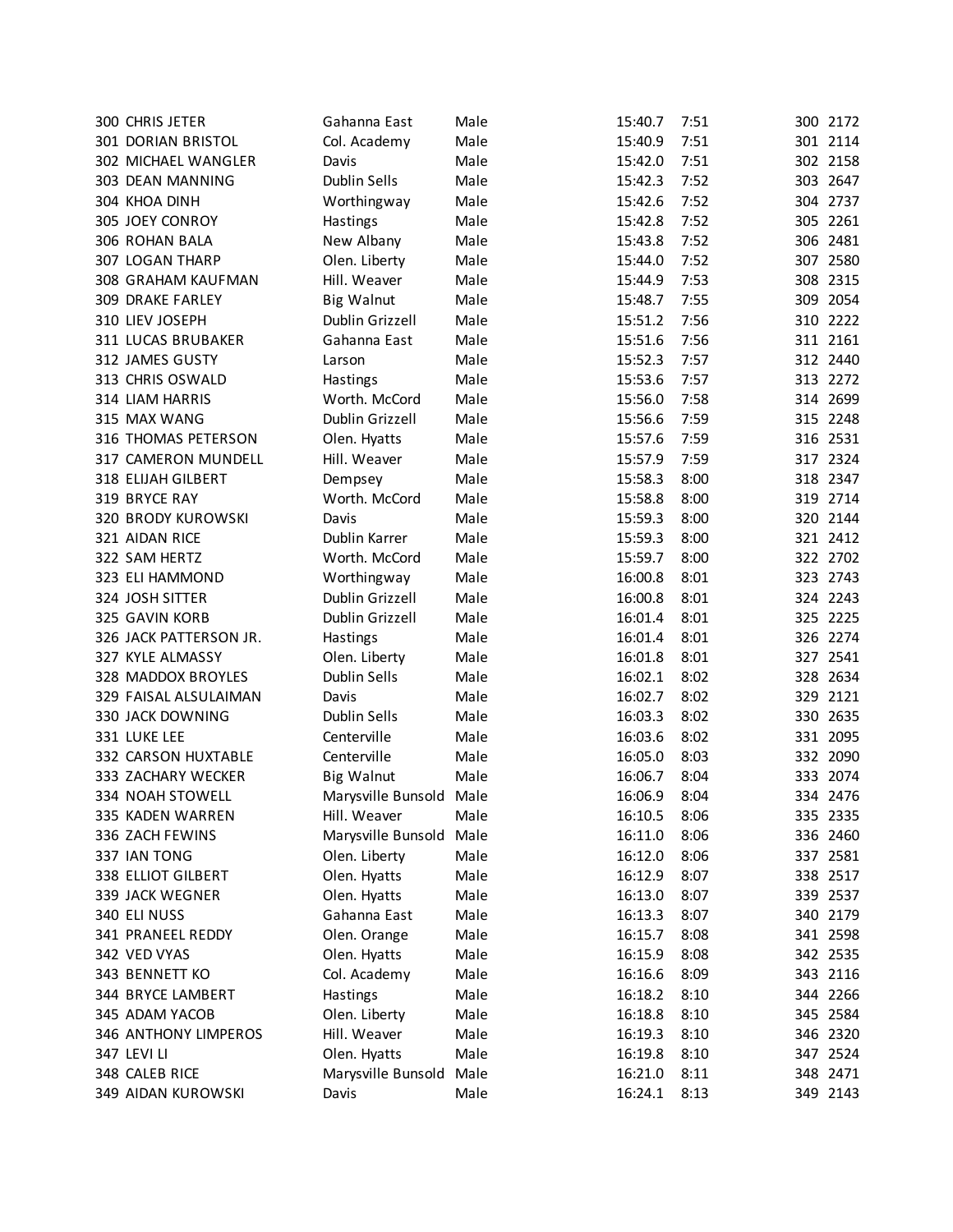| | | | | | | | |
|---|---|---|---|---|---|---|---|
| 300 | CHRIS JETER | Gahanna East | Male | 15:40.7 | 7:51 | 300 | 2172 |
| 301 | DORIAN BRISTOL | Col. Academy | Male | 15:40.9 | 7:51 | 301 | 2114 |
| 302 | MICHAEL WANGLER | Davis | Male | 15:42.0 | 7:51 | 302 | 2158 |
| 303 | DEAN MANNING | Dublin Sells | Male | 15:42.3 | 7:52 | 303 | 2647 |
| 304 | KHOA DINH | Worthingway | Male | 15:42.6 | 7:52 | 304 | 2737 |
| 305 | JOEY CONROY | Hastings | Male | 15:42.8 | 7:52 | 305 | 2261 |
| 306 | ROHAN BALA | New Albany | Male | 15:43.8 | 7:52 | 306 | 2481 |
| 307 | LOGAN THARP | Olen. Liberty | Male | 15:44.0 | 7:52 | 307 | 2580 |
| 308 | GRAHAM KAUFMAN | Hill. Weaver | Male | 15:44.9 | 7:53 | 308 | 2315 |
| 309 | DRAKE FARLEY | Big Walnut | Male | 15:48.7 | 7:55 | 309 | 2054 |
| 310 | LIEV JOSEPH | Dublin Grizzell | Male | 15:51.2 | 7:56 | 310 | 2222 |
| 311 | LUCAS BRUBAKER | Gahanna East | Male | 15:51.6 | 7:56 | 311 | 2161 |
| 312 | JAMES GUSTY | Larson | Male | 15:52.3 | 7:57 | 312 | 2440 |
| 313 | CHRIS OSWALD | Hastings | Male | 15:53.6 | 7:57 | 313 | 2272 |
| 314 | LIAM HARRIS | Worth. McCord | Male | 15:56.0 | 7:58 | 314 | 2699 |
| 315 | MAX WANG | Dublin Grizzell | Male | 15:56.6 | 7:59 | 315 | 2248 |
| 316 | THOMAS PETERSON | Olen. Hyatts | Male | 15:57.6 | 7:59 | 316 | 2531 |
| 317 | CAMERON MUNDELL | Hill. Weaver | Male | 15:57.9 | 7:59 | 317 | 2324 |
| 318 | ELIJAH GILBERT | Dempsey | Male | 15:58.3 | 8:00 | 318 | 2347 |
| 319 | BRYCE RAY | Worth. McCord | Male | 15:58.8 | 8:00 | 319 | 2714 |
| 320 | BRODY KUROWSKI | Davis | Male | 15:59.3 | 8:00 | 320 | 2144 |
| 321 | AIDAN RICE | Dublin Karrer | Male | 15:59.3 | 8:00 | 321 | 2412 |
| 322 | SAM HERTZ | Worth. McCord | Male | 15:59.7 | 8:00 | 322 | 2702 |
| 323 | ELI HAMMOND | Worthingway | Male | 16:00.8 | 8:01 | 323 | 2743 |
| 324 | JOSH SITTER | Dublin Grizzell | Male | 16:00.8 | 8:01 | 324 | 2243 |
| 325 | GAVIN KORB | Dublin Grizzell | Male | 16:01.4 | 8:01 | 325 | 2225 |
| 326 | JACK PATTERSON JR. | Hastings | Male | 16:01.4 | 8:01 | 326 | 2274 |
| 327 | KYLE ALMASSY | Olen. Liberty | Male | 16:01.8 | 8:01 | 327 | 2541 |
| 328 | MADDOX BROYLES | Dublin Sells | Male | 16:02.1 | 8:02 | 328 | 2634 |
| 329 | FAISAL ALSULAIMAN | Davis | Male | 16:02.7 | 8:02 | 329 | 2121 |
| 330 | JACK DOWNING | Dublin Sells | Male | 16:03.3 | 8:02 | 330 | 2635 |
| 331 | LUKE LEE | Centerville | Male | 16:03.6 | 8:02 | 331 | 2095 |
| 332 | CARSON HUXTABLE | Centerville | Male | 16:05.0 | 8:03 | 332 | 2090 |
| 333 | ZACHARY WECKER | Big Walnut | Male | 16:06.7 | 8:04 | 333 | 2074 |
| 334 | NOAH STOWELL | Marysville Bunsold | Male | 16:06.9 | 8:04 | 334 | 2476 |
| 335 | KADEN WARREN | Hill. Weaver | Male | 16:10.5 | 8:06 | 335 | 2335 |
| 336 | ZACH FEWINS | Marysville Bunsold | Male | 16:11.0 | 8:06 | 336 | 2460 |
| 337 | IAN TONG | Olen. Liberty | Male | 16:12.0 | 8:06 | 337 | 2581 |
| 338 | ELLIOT GILBERT | Olen. Hyatts | Male | 16:12.9 | 8:07 | 338 | 2517 |
| 339 | JACK WEGNER | Olen. Hyatts | Male | 16:13.0 | 8:07 | 339 | 2537 |
| 340 | ELI NUSS | Gahanna East | Male | 16:13.3 | 8:07 | 340 | 2179 |
| 341 | PRANEEL REDDY | Olen. Orange | Male | 16:15.7 | 8:08 | 341 | 2598 |
| 342 | VED VYAS | Olen. Hyatts | Male | 16:15.9 | 8:08 | 342 | 2535 |
| 343 | BENNETT KO | Col. Academy | Male | 16:16.6 | 8:09 | 343 | 2116 |
| 344 | BRYCE LAMBERT | Hastings | Male | 16:18.2 | 8:10 | 344 | 2266 |
| 345 | ADAM YACOB | Olen. Liberty | Male | 16:18.8 | 8:10 | 345 | 2584 |
| 346 | ANTHONY LIMPEROS | Hill. Weaver | Male | 16:19.3 | 8:10 | 346 | 2320 |
| 347 | LEVI LI | Olen. Hyatts | Male | 16:19.8 | 8:10 | 347 | 2524 |
| 348 | CALEB RICE | Marysville Bunsold | Male | 16:21.0 | 8:11 | 348 | 2471 |
| 349 | AIDAN KUROWSKI | Davis | Male | 16:24.1 | 8:13 | 349 | 2143 |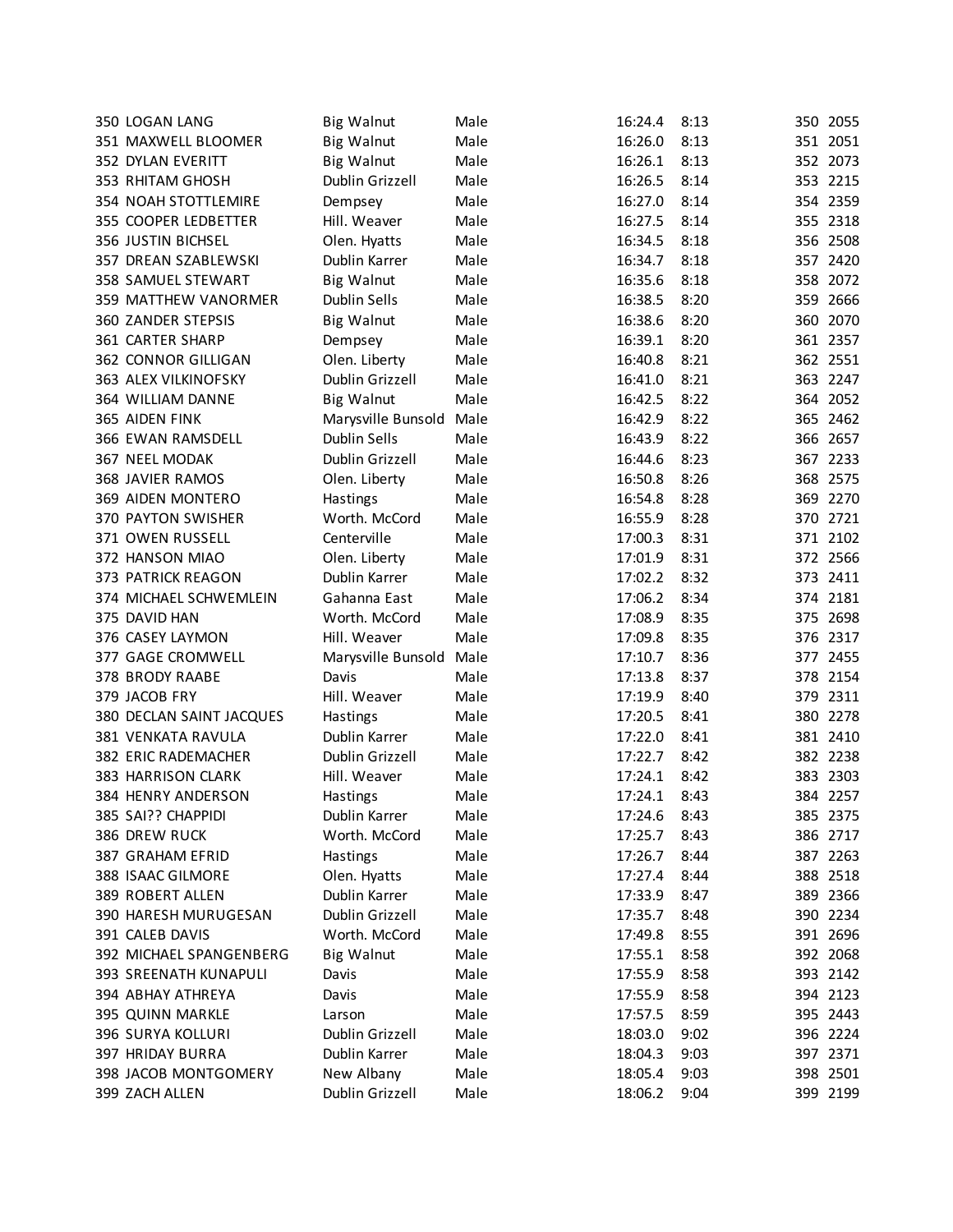| | | | | | | | |
|---|---|---|---|---|---|---|---|
| 350 | LOGAN LANG | Big Walnut | Male | 16:24.4 | 8:13 | 350 | 2055 |
| 351 | MAXWELL BLOOMER | Big Walnut | Male | 16:26.0 | 8:13 | 351 | 2051 |
| 352 | DYLAN EVERITT | Big Walnut | Male | 16:26.1 | 8:13 | 352 | 2073 |
| 353 | RHITAM GHOSH | Dublin Grizzell | Male | 16:26.5 | 8:14 | 353 | 2215 |
| 354 | NOAH STOTTLEMIRE | Dempsey | Male | 16:27.0 | 8:14 | 354 | 2359 |
| 355 | COOPER LEDBETTER | Hill. Weaver | Male | 16:27.5 | 8:14 | 355 | 2318 |
| 356 | JUSTIN BICHSEL | Olen. Hyatts | Male | 16:34.5 | 8:18 | 356 | 2508 |
| 357 | DREAN SZABLEWSKI | Dublin Karrer | Male | 16:34.7 | 8:18 | 357 | 2420 |
| 358 | SAMUEL STEWART | Big Walnut | Male | 16:35.6 | 8:18 | 358 | 2072 |
| 359 | MATTHEW VANORMER | Dublin Sells | Male | 16:38.5 | 8:20 | 359 | 2666 |
| 360 | ZANDER STEPSIS | Big Walnut | Male | 16:38.6 | 8:20 | 360 | 2070 |
| 361 | CARTER SHARP | Dempsey | Male | 16:39.1 | 8:20 | 361 | 2357 |
| 362 | CONNOR GILLIGAN | Olen. Liberty | Male | 16:40.8 | 8:21 | 362 | 2551 |
| 363 | ALEX VILKINOFSKY | Dublin Grizzell | Male | 16:41.0 | 8:21 | 363 | 2247 |
| 364 | WILLIAM DANNE | Big Walnut | Male | 16:42.5 | 8:22 | 364 | 2052 |
| 365 | AIDEN FINK | Marysville Bunsold | Male | 16:42.9 | 8:22 | 365 | 2462 |
| 366 | EWAN RAMSDELL | Dublin Sells | Male | 16:43.9 | 8:22 | 366 | 2657 |
| 367 | NEEL MODAK | Dublin Grizzell | Male | 16:44.6 | 8:23 | 367 | 2233 |
| 368 | JAVIER RAMOS | Olen. Liberty | Male | 16:50.8 | 8:26 | 368 | 2575 |
| 369 | AIDEN MONTERO | Hastings | Male | 16:54.8 | 8:28 | 369 | 2270 |
| 370 | PAYTON SWISHER | Worth. McCord | Male | 16:55.9 | 8:28 | 370 | 2721 |
| 371 | OWEN RUSSELL | Centerville | Male | 17:00.3 | 8:31 | 371 | 2102 |
| 372 | HANSON MIAO | Olen. Liberty | Male | 17:01.9 | 8:31 | 372 | 2566 |
| 373 | PATRICK REAGON | Dublin Karrer | Male | 17:02.2 | 8:32 | 373 | 2411 |
| 374 | MICHAEL SCHWEMLEIN | Gahanna East | Male | 17:06.2 | 8:34 | 374 | 2181 |
| 375 | DAVID HAN | Worth. McCord | Male | 17:08.9 | 8:35 | 375 | 2698 |
| 376 | CASEY LAYMON | Hill. Weaver | Male | 17:09.8 | 8:35 | 376 | 2317 |
| 377 | GAGE CROMWELL | Marysville Bunsold | Male | 17:10.7 | 8:36 | 377 | 2455 |
| 378 | BRODY RAABE | Davis | Male | 17:13.8 | 8:37 | 378 | 2154 |
| 379 | JACOB FRY | Hill. Weaver | Male | 17:19.9 | 8:40 | 379 | 2311 |
| 380 | DECLAN SAINT JACQUES | Hastings | Male | 17:20.5 | 8:41 | 380 | 2278 |
| 381 | VENKATA RAVULA | Dublin Karrer | Male | 17:22.0 | 8:41 | 381 | 2410 |
| 382 | ERIC RADEMACHER | Dublin Grizzell | Male | 17:22.7 | 8:42 | 382 | 2238 |
| 383 | HARRISON CLARK | Hill. Weaver | Male | 17:24.1 | 8:42 | 383 | 2303 |
| 384 | HENRY ANDERSON | Hastings | Male | 17:24.1 | 8:43 | 384 | 2257 |
| 385 | SAI?? CHAPPIDI | Dublin Karrer | Male | 17:24.6 | 8:43 | 385 | 2375 |
| 386 | DREW RUCK | Worth. McCord | Male | 17:25.7 | 8:43 | 386 | 2717 |
| 387 | GRAHAM EFRID | Hastings | Male | 17:26.7 | 8:44 | 387 | 2263 |
| 388 | ISAAC GILMORE | Olen. Hyatts | Male | 17:27.4 | 8:44 | 388 | 2518 |
| 389 | ROBERT ALLEN | Dublin Karrer | Male | 17:33.9 | 8:47 | 389 | 2366 |
| 390 | HARESH MURUGESAN | Dublin Grizzell | Male | 17:35.7 | 8:48 | 390 | 2234 |
| 391 | CALEB DAVIS | Worth. McCord | Male | 17:49.8 | 8:55 | 391 | 2696 |
| 392 | MICHAEL SPANGENBERG | Big Walnut | Male | 17:55.1 | 8:58 | 392 | 2068 |
| 393 | SREENATH KUNAPULI | Davis | Male | 17:55.9 | 8:58 | 393 | 2142 |
| 394 | ABHAY ATHREYA | Davis | Male | 17:55.9 | 8:58 | 394 | 2123 |
| 395 | QUINN MARKLE | Larson | Male | 17:57.5 | 8:59 | 395 | 2443 |
| 396 | SURYA KOLLURI | Dublin Grizzell | Male | 18:03.0 | 9:02 | 396 | 2224 |
| 397 | HRIDAY BURRA | Dublin Karrer | Male | 18:04.3 | 9:03 | 397 | 2371 |
| 398 | JACOB MONTGOMERY | New Albany | Male | 18:05.4 | 9:03 | 398 | 2501 |
| 399 | ZACH ALLEN | Dublin Grizzell | Male | 18:06.2 | 9:04 | 399 | 2199 |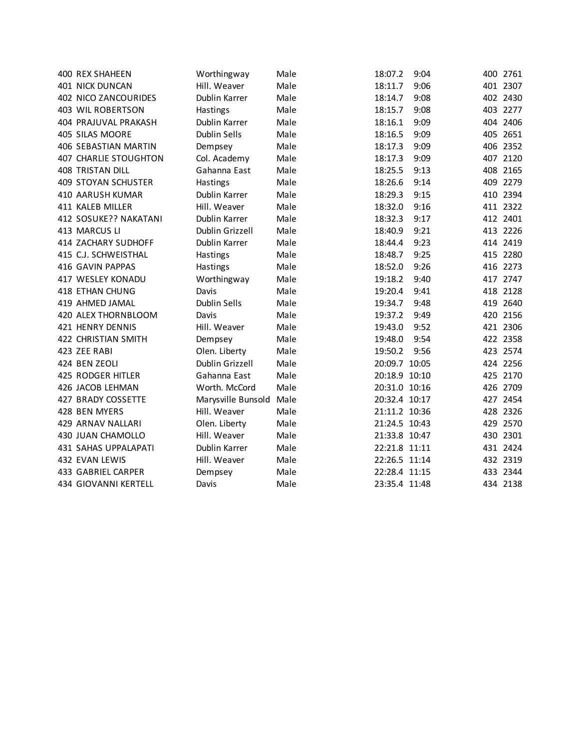| | | | | | | | |
|---|---|---|---|---|---|---|---|
| 400 | REX SHAHEEN | Worthingway | Male | 18:07.2 | 9:04 | 400 | 2761 |
| 401 | NICK DUNCAN | Hill. Weaver | Male | 18:11.7 | 9:06 | 401 | 2307 |
| 402 | NICO ZANCOURIDES | Dublin Karrer | Male | 18:14.7 | 9:08 | 402 | 2430 |
| 403 | WIL ROBERTSON | Hastings | Male | 18:15.7 | 9:08 | 403 | 2277 |
| 404 | PRAJUVAL PRAKASH | Dublin Karrer | Male | 18:16.1 | 9:09 | 404 | 2406 |
| 405 | SILAS MOORE | Dublin Sells | Male | 18:16.5 | 9:09 | 405 | 2651 |
| 406 | SEBASTIAN MARTIN | Dempsey | Male | 18:17.3 | 9:09 | 406 | 2352 |
| 407 | CHARLIE STOUGHTON | Col. Academy | Male | 18:17.3 | 9:09 | 407 | 2120 |
| 408 | TRISTAN DILL | Gahanna East | Male | 18:25.5 | 9:13 | 408 | 2165 |
| 409 | STOYAN SCHUSTER | Hastings | Male | 18:26.6 | 9:14 | 409 | 2279 |
| 410 | AARUSH KUMAR | Dublin Karrer | Male | 18:29.3 | 9:15 | 410 | 2394 |
| 411 | KALEB MILLER | Hill. Weaver | Male | 18:32.0 | 9:16 | 411 | 2322 |
| 412 | SOSUKE?? NAKATANI | Dublin Karrer | Male | 18:32.3 | 9:17 | 412 | 2401 |
| 413 | MARCUS LI | Dublin Grizzell | Male | 18:40.9 | 9:21 | 413 | 2226 |
| 414 | ZACHARY SUDHOFF | Dublin Karrer | Male | 18:44.4 | 9:23 | 414 | 2419 |
| 415 | C.J. SCHWEISTHAL | Hastings | Male | 18:48.7 | 9:25 | 415 | 2280 |
| 416 | GAVIN PAPPAS | Hastings | Male | 18:52.0 | 9:26 | 416 | 2273 |
| 417 | WESLEY KONADU | Worthingway | Male | 19:18.2 | 9:40 | 417 | 2747 |
| 418 | ETHAN CHUNG | Davis | Male | 19:20.4 | 9:41 | 418 | 2128 |
| 419 | AHMED JAMAL | Dublin Sells | Male | 19:34.7 | 9:48 | 419 | 2640 |
| 420 | ALEX THORNBLOOM | Davis | Male | 19:37.2 | 9:49 | 420 | 2156 |
| 421 | HENRY DENNIS | Hill. Weaver | Male | 19:43.0 | 9:52 | 421 | 2306 |
| 422 | CHRISTIAN SMITH | Dempsey | Male | 19:48.0 | 9:54 | 422 | 2358 |
| 423 | ZEE RABI | Olen. Liberty | Male | 19:50.2 | 9:56 | 423 | 2574 |
| 424 | BEN ZEOLI | Dublin Grizzell | Male | 20:09.7 | 10:05 | 424 | 2256 |
| 425 | RODGER HITLER | Gahanna East | Male | 20:18.9 | 10:10 | 425 | 2170 |
| 426 | JACOB LEHMAN | Worth. McCord | Male | 20:31.0 | 10:16 | 426 | 2709 |
| 427 | BRADY COSSETTE | Marysville Bunsold | Male | 20:32.4 | 10:17 | 427 | 2454 |
| 428 | BEN MYERS | Hill. Weaver | Male | 21:11.2 | 10:36 | 428 | 2326 |
| 429 | ARNAV NALLARI | Olen. Liberty | Male | 21:24.5 | 10:43 | 429 | 2570 |
| 430 | JUAN CHAMOLLO | Hill. Weaver | Male | 21:33.8 | 10:47 | 430 | 2301 |
| 431 | SAHAS UPPALAPATI | Dublin Karrer | Male | 22:21.8 | 11:11 | 431 | 2424 |
| 432 | EVAN LEWIS | Hill. Weaver | Male | 22:26.5 | 11:14 | 432 | 2319 |
| 433 | GABRIEL CARPER | Dempsey | Male | 22:28.4 | 11:15 | 433 | 2344 |
| 434 | GIOVANNI KERTELL | Davis | Male | 23:35.4 | 11:48 | 434 | 2138 |